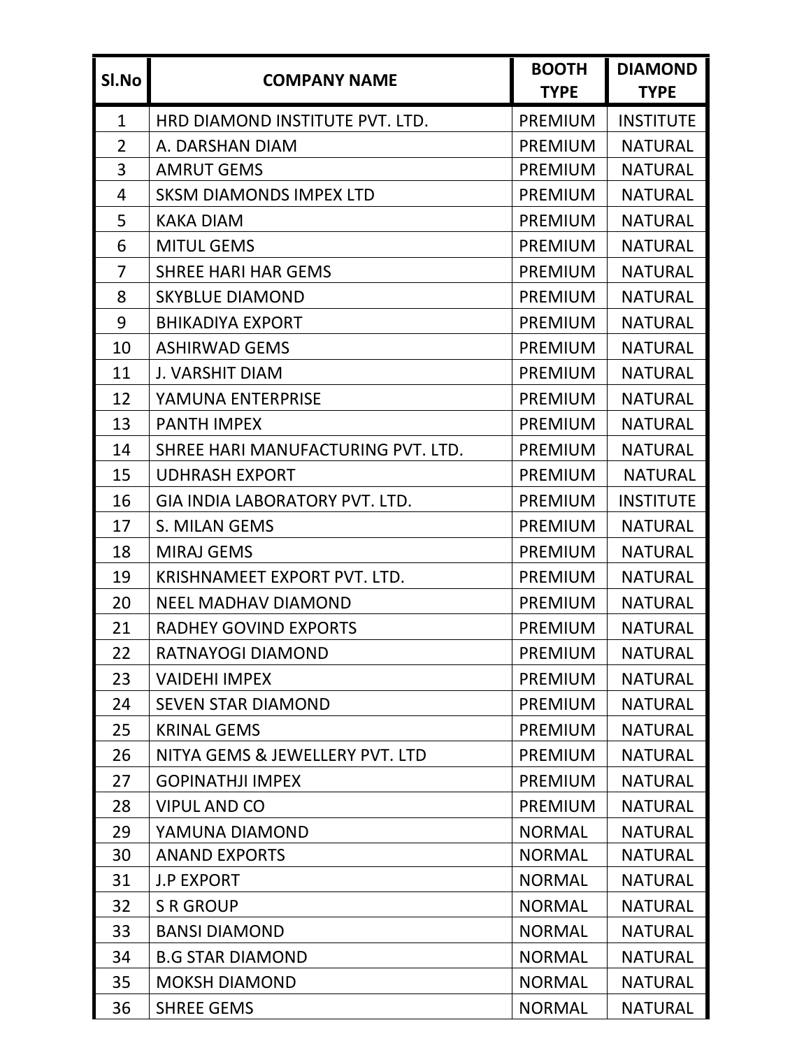| Sl.No | COMPANY NAME | BOOTH TYPE | DIAMOND TYPE |
|---|---|---|---|
| 1 | HRD DIAMOND INSTITUTE PVT. LTD. | PREMIUM | INSTITUTE |
| 2 | A. DARSHAN DIAM | PREMIUM | NATURAL |
| 3 | AMRUT GEMS | PREMIUM | NATURAL |
| 4 | SKSM DIAMONDS IMPEX LTD | PREMIUM | NATURAL |
| 5 | KAKA DIAM | PREMIUM | NATURAL |
| 6 | MITUL GEMS | PREMIUM | NATURAL |
| 7 | SHREE HARI HAR GEMS | PREMIUM | NATURAL |
| 8 | SKYBLUE DIAMOND | PREMIUM | NATURAL |
| 9 | BHIKADIYA EXPORT | PREMIUM | NATURAL |
| 10 | ASHIRWAD GEMS | PREMIUM | NATURAL |
| 11 | J. VARSHIT DIAM | PREMIUM | NATURAL |
| 12 | YAMUNA ENTERPRISE | PREMIUM | NATURAL |
| 13 | PANTH IMPEX | PREMIUM | NATURAL |
| 14 | SHREE HARI MANUFACTURING PVT. LTD. | PREMIUM | NATURAL |
| 15 | UDHRASH EXPORT | PREMIUM | NATURAL |
| 16 | GIA INDIA LABORATORY PVT. LTD. | PREMIUM | INSTITUTE |
| 17 | S. MILAN GEMS | PREMIUM | NATURAL |
| 18 | MIRAJ GEMS | PREMIUM | NATURAL |
| 19 | KRISHNAMEET EXPORT PVT. LTD. | PREMIUM | NATURAL |
| 20 | NEEL MADHAV DIAMOND | PREMIUM | NATURAL |
| 21 | RADHEY GOVIND EXPORTS | PREMIUM | NATURAL |
| 22 | RATNAYOGI DIAMOND | PREMIUM | NATURAL |
| 23 | VAIDEHI IMPEX | PREMIUM | NATURAL |
| 24 | SEVEN STAR DIAMOND | PREMIUM | NATURAL |
| 25 | KRINAL GEMS | PREMIUM | NATURAL |
| 26 | NITYA GEMS & JEWELLERY PVT. LTD | PREMIUM | NATURAL |
| 27 | GOPINATHJI IMPEX | PREMIUM | NATURAL |
| 28 | VIPUL AND CO | PREMIUM | NATURAL |
| 29 | YAMUNA DIAMOND | NORMAL | NATURAL |
| 30 | ANAND EXPORTS | NORMAL | NATURAL |
| 31 | J.P EXPORT | NORMAL | NATURAL |
| 32 | S R GROUP | NORMAL | NATURAL |
| 33 | BANSI DIAMOND | NORMAL | NATURAL |
| 34 | B.G STAR DIAMOND | NORMAL | NATURAL |
| 35 | MOKSH DIAMOND | NORMAL | NATURAL |
| 36 | SHREE GEMS | NORMAL | NATURAL |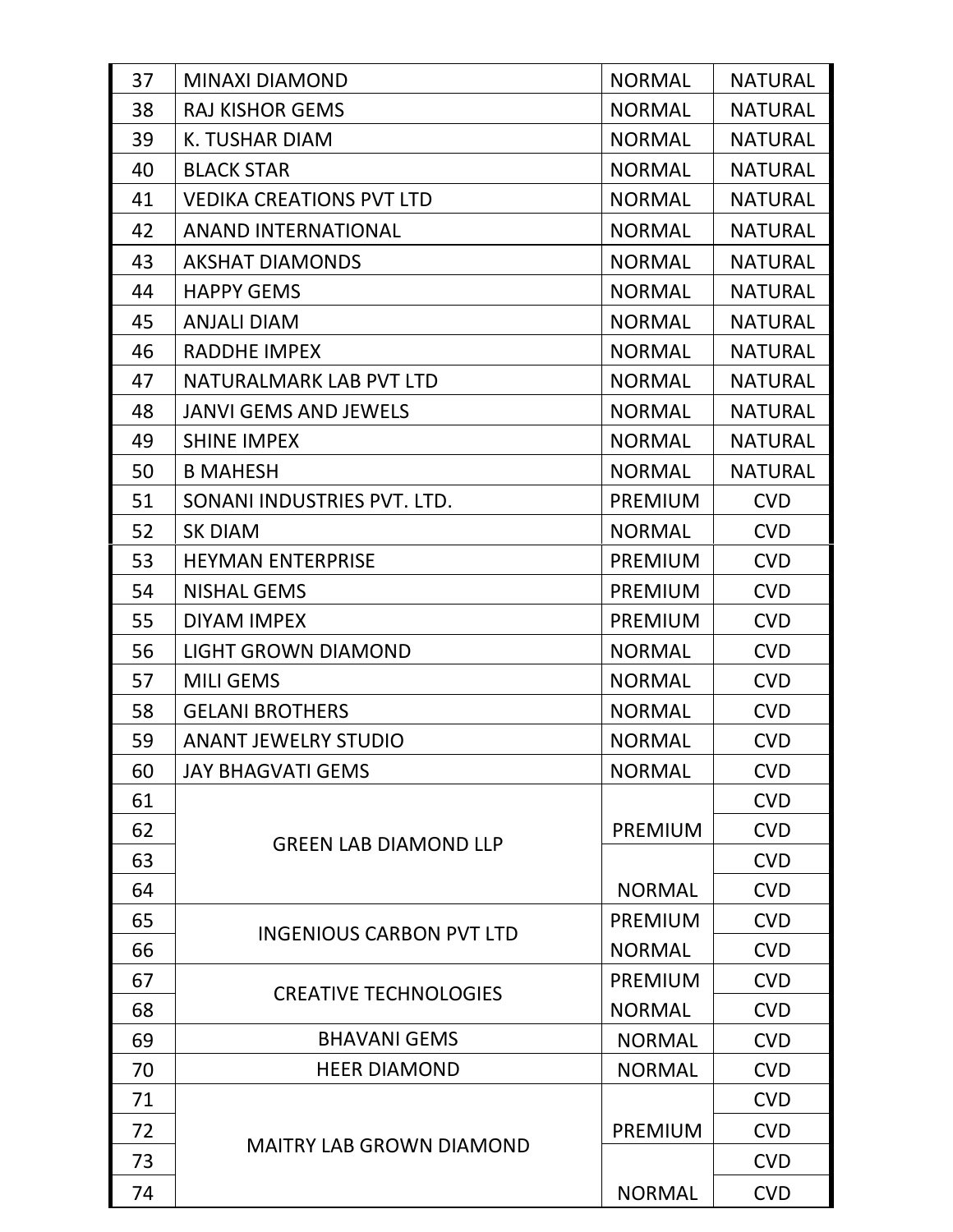| | | | |
|---|---|---|---|
| 37 | MINAXI DIAMOND | NORMAL | NATURAL |
| 38 | RAJ KISHOR GEMS | NORMAL | NATURAL |
| 39 | K. TUSHAR DIAM | NORMAL | NATURAL |
| 40 | BLACK STAR | NORMAL | NATURAL |
| 41 | VEDIKA CREATIONS PVT LTD | NORMAL | NATURAL |
| 42 | ANAND INTERNATIONAL | NORMAL | NATURAL |
| 43 | AKSHAT DIAMONDS | NORMAL | NATURAL |
| 44 | HAPPY GEMS | NORMAL | NATURAL |
| 45 | ANJALI DIAM | NORMAL | NATURAL |
| 46 | RADDHE IMPEX | NORMAL | NATURAL |
| 47 | NATURALMARK LAB PVT LTD | NORMAL | NATURAL |
| 48 | JANVI GEMS AND JEWELS | NORMAL | NATURAL |
| 49 | SHINE IMPEX | NORMAL | NATURAL |
| 50 | B MAHESH | NORMAL | NATURAL |
| 51 | SONANI INDUSTRIES PVT. LTD. | PREMIUM | CVD |
| 52 | SK DIAM | NORMAL | CVD |
| 53 | HEYMAN ENTERPRISE | PREMIUM | CVD |
| 54 | NISHAL GEMS | PREMIUM | CVD |
| 55 | DIYAM IMPEX | PREMIUM | CVD |
| 56 | LIGHT GROWN DIAMOND | NORMAL | CVD |
| 57 | MILI GEMS | NORMAL | CVD |
| 58 | GELANI BROTHERS | NORMAL | CVD |
| 59 | ANANT JEWELRY STUDIO | NORMAL | CVD |
| 60 | JAY BHAGVATI GEMS | NORMAL | CVD |
| 61 | GREEN LAB DIAMOND LLP | | CVD |
| 62 | | PREMIUM | CVD |
| 63 | | | CVD |
| 64 | | NORMAL | CVD |
| 65 | INGENIOUS CARBON PVT LTD | PREMIUM | CVD |
| 66 | | NORMAL | CVD |
| 67 | CREATIVE TECHNOLOGIES | PREMIUM | CVD |
| 68 | | NORMAL | CVD |
| 69 | BHAVANI GEMS | NORMAL | CVD |
| 70 | HEER DIAMOND | NORMAL | CVD |
| 71 | MAITRY LAB GROWN DIAMOND | | CVD |
| 72 | | PREMIUM | CVD |
| 73 | | | CVD |
| 74 | | NORMAL | CVD |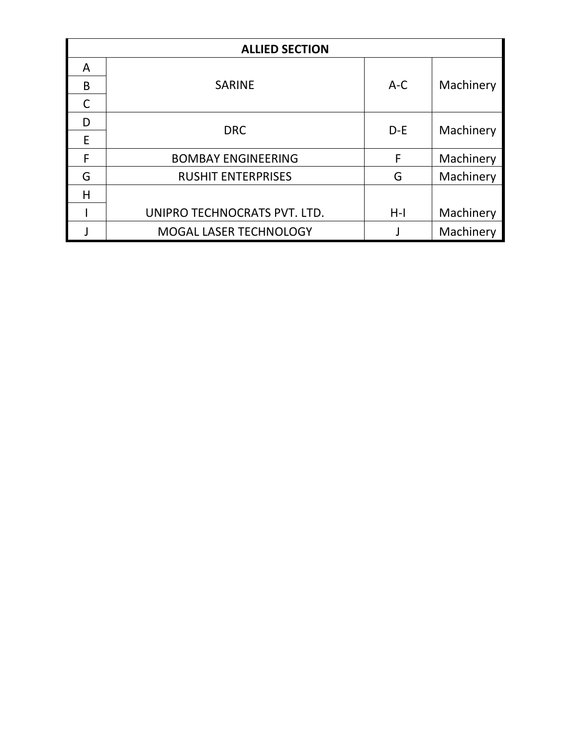| ALLIED SECTION | | | |
|---|---|---|---|
| A | SARINE | A-C | Machinery |
| B | | | |
| C | | | |
| D | DRC | D-E | Machinery |
| E | | | |
| F | BOMBAY ENGINEERING | F | Machinery |
| G | RUSHIT ENTERPRISES | G | Machinery |
| H | UNIPRO TECHNOCRATS PVT. LTD. | H-I | Machinery |
| I | | | |
| J | MOGAL LASER TECHNOLOGY | J | Machinery |